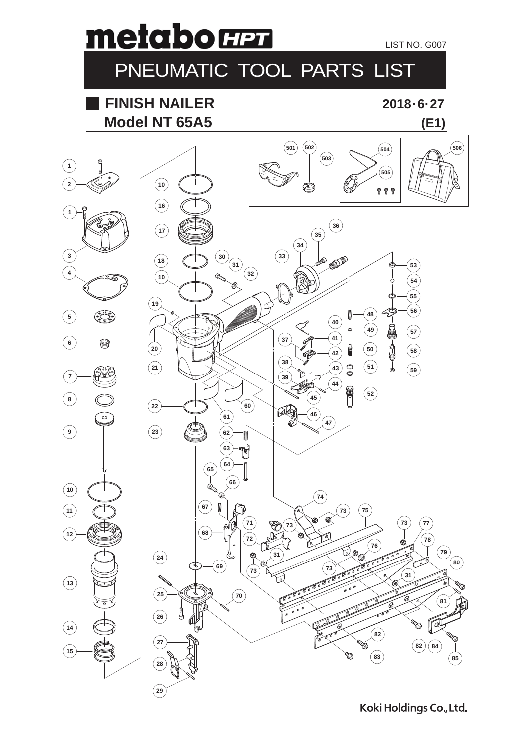metabo HPT

LIST NO. G007

# PNEUMATIC TOOL PARTS LIST

## FINISH NAILER

## Model NT 65A5

2018・6・27

(E1)

Koki Holdings Co., Ltd.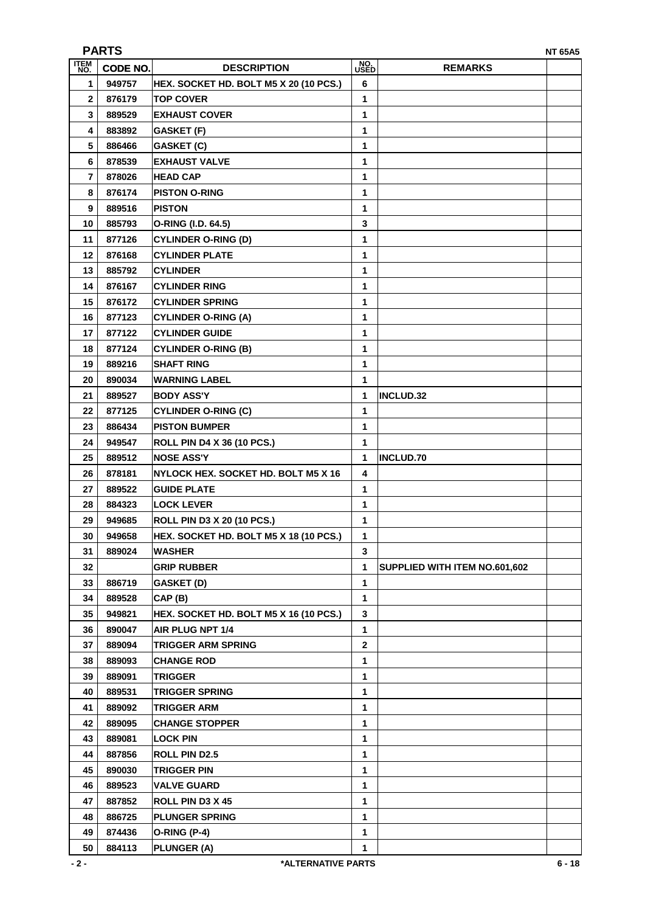## PARTS

NT 65A5

| ITEM NO. | CODE NO. | DESCRIPTION | NO. USED | REMARKS | |
|---|---|---|---|---|---|
| 1 | 949757 | HEX. SOCKET HD. BOLT M5 X 20 (10 PCS.) | 6 | | |
| 2 | 876179 | TOP COVER | 1 | | |
| 3 | 889529 | EXHAUST COVER | 1 | | |
| 4 | 883892 | GASKET (F) | 1 | | |
| 5 | 886466 | GASKET (C) | 1 | | |
| 6 | 878539 | EXHAUST VALVE | 1 | | |
| 7 | 878026 | HEAD CAP | 1 | | |
| 8 | 876174 | PISTON O-RING | 1 | | |
| 9 | 889516 | PISTON | 1 | | |
| 10 | 885793 | O-RING (I.D. 64.5) | 3 | | |
| 11 | 877126 | CYLINDER O-RING (D) | 1 | | |
| 12 | 876168 | CYLINDER PLATE | 1 | | |
| 13 | 885792 | CYLINDER | 1 | | |
| 14 | 876167 | CYLINDER RING | 1 | | |
| 15 | 876172 | CYLINDER SPRING | 1 | | |
| 16 | 877123 | CYLINDER O-RING (A) | 1 | | |
| 17 | 877122 | CYLINDER GUIDE | 1 | | |
| 18 | 877124 | CYLINDER O-RING (B) | 1 | | |
| 19 | 889216 | SHAFT RING | 1 | | |
| 20 | 890034 | WARNING LABEL | 1 | | |
| 21 | 889527 | BODY ASS'Y | 1 | INCLUD.32 | |
| 22 | 877125 | CYLINDER O-RING (C) | 1 | | |
| 23 | 886434 | PISTON BUMPER | 1 | | |
| 24 | 949547 | ROLL PIN D4 X 36 (10 PCS.) | 1 | | |
| 25 | 889512 | NOSE ASS'Y | 1 | INCLUD.70 | |
| 26 | 878181 | NYLOCK HEX. SOCKET HD. BOLT M5 X 16 | 4 | | |
| 27 | 889522 | GUIDE PLATE | 1 | | |
| 28 | 884323 | LOCK LEVER | 1 | | |
| 29 | 949685 | ROLL PIN D3 X 20 (10 PCS.) | 1 | | |
| 30 | 949658 | HEX. SOCKET HD. BOLT M5 X 18 (10 PCS.) | 1 | | |
| 31 | 889024 | WASHER | 3 | | |
| 32 | | GRIP RUBBER | 1 | SUPPLIED WITH ITEM NO.601,602 | |
| 33 | 886719 | GASKET (D) | 1 | | |
| 34 | 889528 | CAP (B) | 1 | | |
| 35 | 949821 | HEX. SOCKET HD. BOLT M5 X 16 (10 PCS.) | 3 | | |
| 36 | 890047 | AIR PLUG NPT 1/4 | 1 | | |
| 37 | 889094 | TRIGGER ARM SPRING | 2 | | |
| 38 | 889093 | CHANGE ROD | 1 | | |
| 39 | 889091 | TRIGGER | 1 | | |
| 40 | 889531 | TRIGGER SPRING | 1 | | |
| 41 | 889092 | TRIGGER ARM | 1 | | |
| 42 | 889095 | CHANGE STOPPER | 1 | | |
| 43 | 889081 | LOCK PIN | 1 | | |
| 44 | 887856 | ROLL PIN D2.5 | 1 | | |
| 45 | 890030 | TRIGGER PIN | 1 | | |
| 46 | 889523 | VALVE GUARD | 1 | | |
| 47 | 887852 | ROLL PIN D3 X 45 | 1 | | |
| 48 | 886725 | PLUNGER SPRING | 1 | | |
| 49 | 874436 | O-RING (P-4) | 1 | | |
| 50 | 884113 | PLUNGER (A) | 1 | | |

*ALTERNATIVE PARTS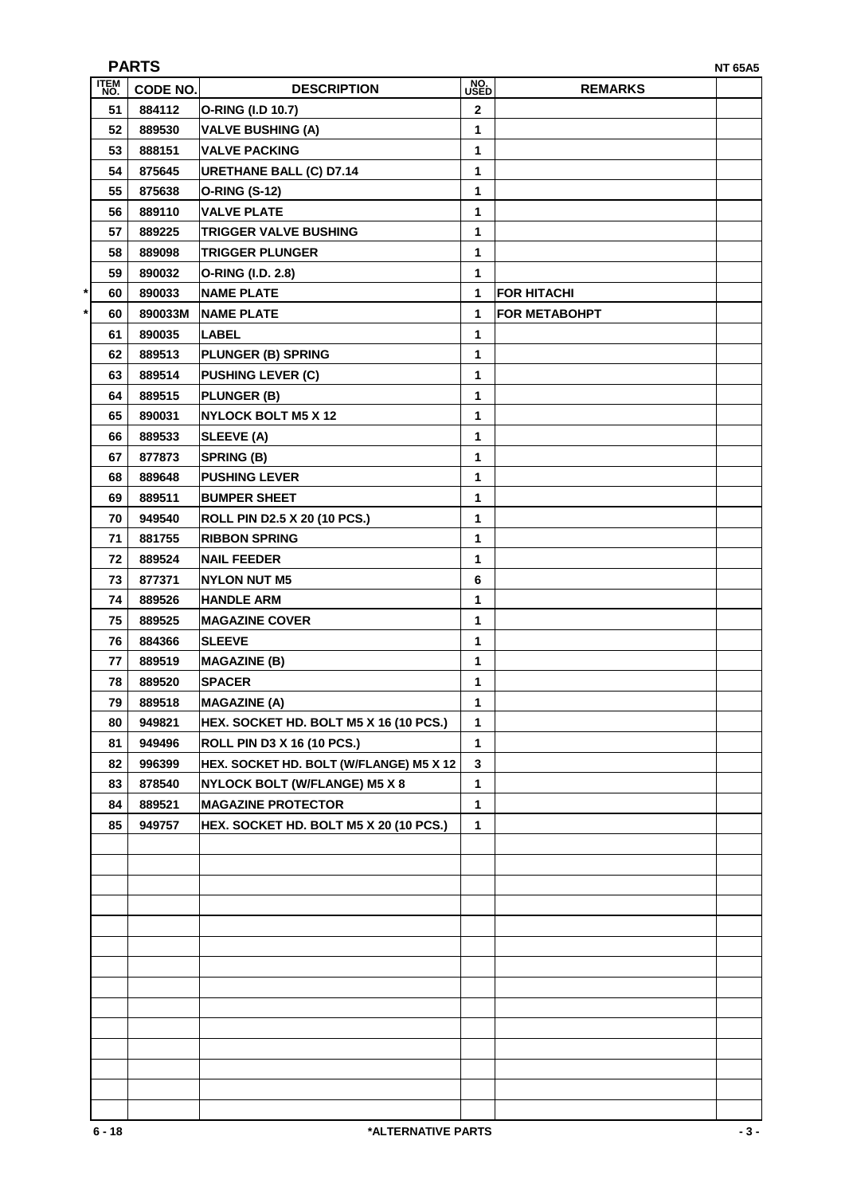## PARTS

NT 65A5

| ITEM NO. | CODE NO. | DESCRIPTION | NO. USED | REMARKS | |
|---|---|---|---|---|---|
| 51 | 884112 | O-RING (I.D 10.7) | 2 | | |
| 52 | 889530 | VALVE BUSHING (A) | 1 | | |
| 53 | 888151 | VALVE PACKING | 1 | | |
| 54 | 875645 | URETHANE BALL (C) D7.14 | 1 | | |
| 55 | 875638 | O-RING (S-12) | 1 | | |
| 56 | 889110 | VALVE PLATE | 1 | | |
| 57 | 889225 | TRIGGER VALVE BUSHING | 1 | | |
| 58 | 889098 | TRIGGER PLUNGER | 1 | | |
| 59 | 890032 | O-RING (I.D. 2.8) | 1 | | |
| * 60 | 890033 | NAME PLATE | 1 | FOR HITACHI | |
| * 60 | 890033M | NAME PLATE | 1 | FOR METABOHPT | |
| 61 | 890035 | LABEL | 1 | | |
| 62 | 889513 | PLUNGER (B) SPRING | 1 | | |
| 63 | 889514 | PUSHING LEVER (C) | 1 | | |
| 64 | 889515 | PLUNGER (B) | 1 | | |
| 65 | 890031 | NYLOCK BOLT M5 X 12 | 1 | | |
| 66 | 889533 | SLEEVE (A) | 1 | | |
| 67 | 877873 | SPRING (B) | 1 | | |
| 68 | 889648 | PUSHING LEVER | 1 | | |
| 69 | 889511 | BUMPER SHEET | 1 | | |
| 70 | 949540 | ROLL PIN D2.5 X 20 (10 PCS.) | 1 | | |
| 71 | 881755 | RIBBON SPRING | 1 | | |
| 72 | 889524 | NAIL FEEDER | 1 | | |
| 73 | 877371 | NYLON NUT M5 | 6 | | |
| 74 | 889526 | HANDLE ARM | 1 | | |
| 75 | 889525 | MAGAZINE COVER | 1 | | |
| 76 | 884366 | SLEEVE | 1 | | |
| 77 | 889519 | MAGAZINE (B) | 1 | | |
| 78 | 889520 | SPACER | 1 | | |
| 79 | 889518 | MAGAZINE (A) | 1 | | |
| 80 | 949821 | HEX. SOCKET HD. BOLT M5 X 16 (10 PCS.) | 1 | | |
| 81 | 949496 | ROLL PIN D3 X 16 (10 PCS.) | 1 | | |
| 82 | 996399 | HEX. SOCKET HD. BOLT (W/FLANGE) M5 X 12 | 3 | | |
| 83 | 878540 | NYLOCK BOLT (W/FLANGE) M5 X 8 | 1 | | |
| 84 | 889521 | MAGAZINE PROTECTOR | 1 | | |
| 85 | 949757 | HEX. SOCKET HD. BOLT M5 X 20 (10 PCS.) | 1 | | |

*ALTERNATIVE PARTS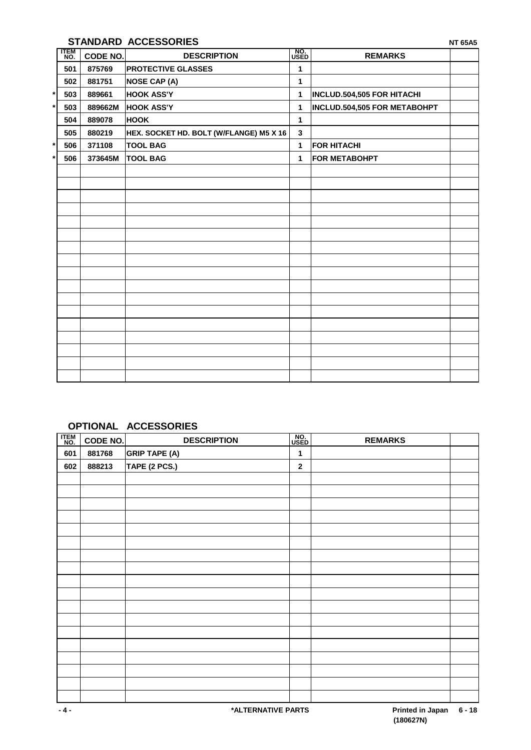## STANDARD ACCESSORIES

NT 65A5

| | ITEM NO. | CODE NO. | DESCRIPTION | NO. USED | REMARKS | |
|---|---|---|---|---|---|---|
| | 501 | 875769 | PROTECTIVE GLASSES | 1 | | |
| | 502 | 881751 | NOSE CAP (A) | 1 | | |
| * | 503 | 889661 | HOOK ASS'Y | 1 | INCLUD.504,505 FOR HITACHI | |
| * | 503 | 889662M | HOOK ASS'Y | 1 | INCLUD.504,505 FOR METABOHPT | |
| | 504 | 889078 | HOOK | 1 | | |
| | 505 | 880219 | HEX. SOCKET HD. BOLT (W/FLANGE) M5 X 16 | 3 | | |
| * | 506 | 371108 | TOOL BAG | 1 | FOR HITACHI | |
| * | 506 | 373645M | TOOL BAG | 1 | FOR METABOHPT | |

## OPTIONAL ACCESSORIES

| ITEM NO. | CODE NO. | DESCRIPTION | NO. USED | REMARKS | |
|---|---|---|---|---|---|
| 601 | 881768 | GRIP TAPE (A) | 1 | | |
| 602 | 888213 | TAPE (2 PCS.) | 2 | | |

*ALTERNATIVE PARTS

Printed in Japan 6 - 18
(180627N)